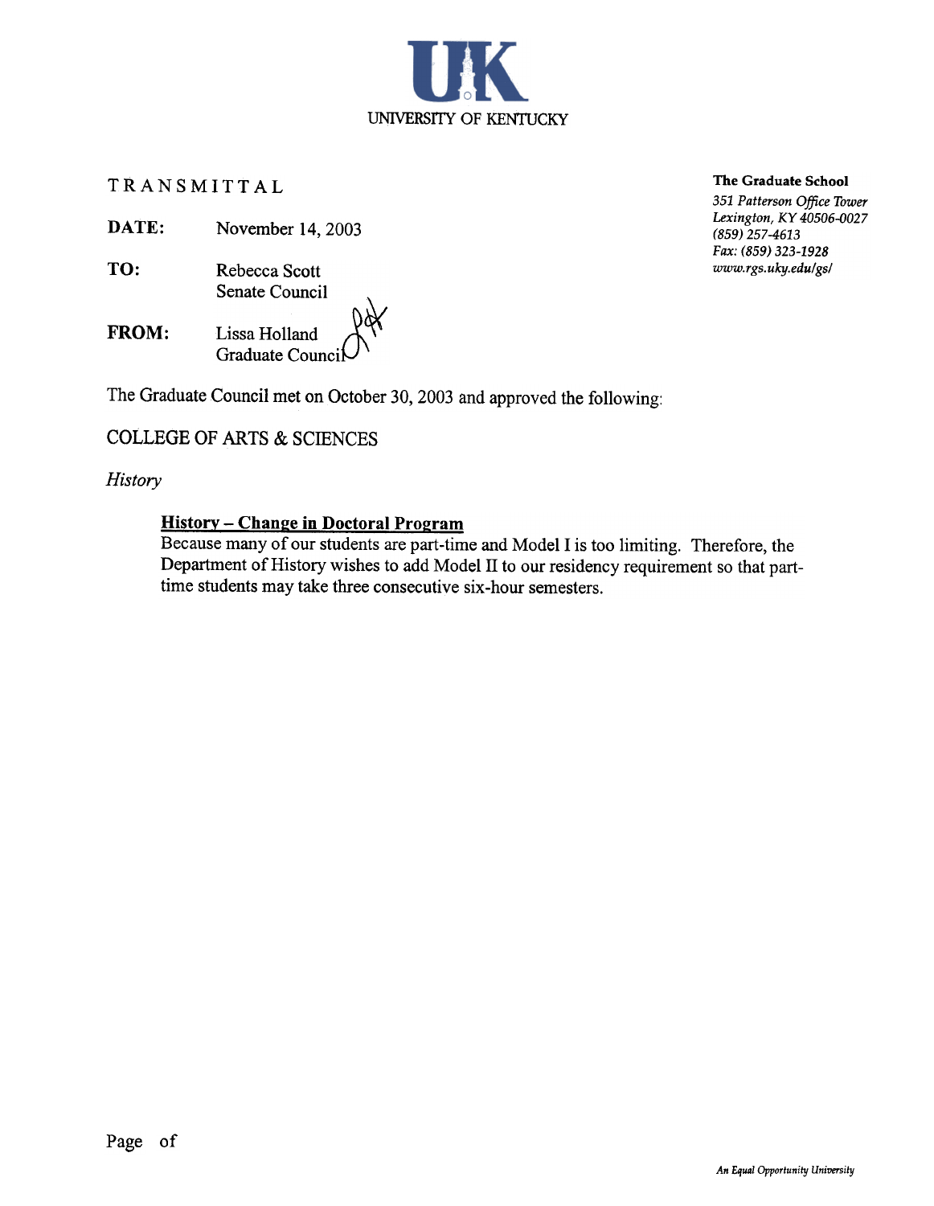UNIVERSITY OF KENTUCKY

**The Graduate School**
*351 Patterson Office Tower*
*Lexington, KY 40506-0027*
*(859) 257-4613*
*Fax: (859) 323-1928*
*www.rgs.uky.edu/gs/*

TRANSMITTAL

**DATE:** November 14, 2003

**TO:** Rebecca Scott
Senate Council

**FROM:** Lissa Holland
Graduate Council

The Graduate Council met on October 30, 2003 and approved the following:

COLLEGE OF ARTS & SCIENCES

*History*

**History – Change in Doctoral Program**

Because many of our students are part-time and Model I is too limiting. Therefore, the Department of History wishes to add Model II to our residency requirement so that part-time students may take three consecutive six-hour semesters.

*An Equal Opportunity University*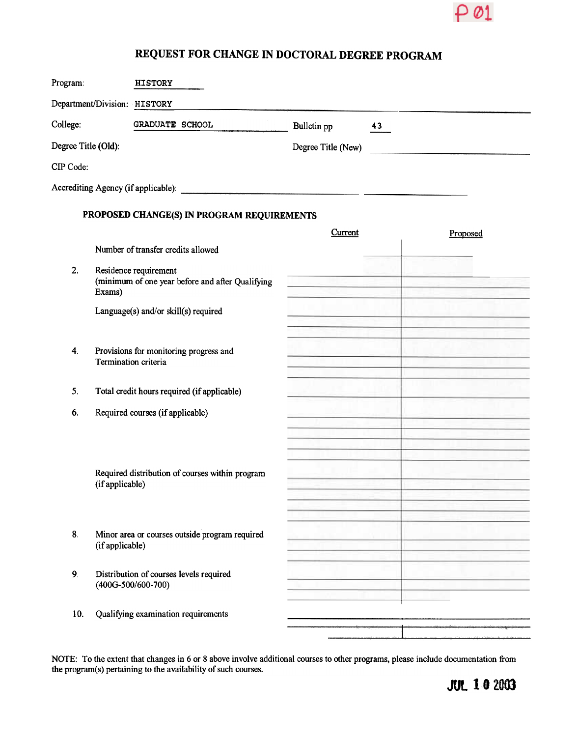P 01

# REQUEST FOR CHANGE IN DOCTORAL DEGREE PROGRAM

Program: HISTORY

Department/Division: HISTORY

College: GRADUATE SCHOOL  Bulletin pp 43

Degree Title (Old):  Degree Title (New)

CIP Code:

Accrediting Agency (if applicable):

### PROPOSED CHANGE(S) IN PROGRAM REQUIREMENTS

| | | Current | Proposed |
|---|---|---|---|
| | Number of transfer credits allowed | | |
| 2. | Residence requirement (minimum of one year before and after Qualifying Exams) | | |
| | Language(s) and/or skill(s) required | | |
| 4. | Provisions for monitoring progress and Termination criteria | | |
| 5. | Total credit hours required (if applicable) | | |
| 6. | Required courses (if applicable) | | |
| | Required distribution of courses within program (if applicable) | | |
| 8. | Minor area or courses outside program required (if applicable) | | |
| 9. | Distribution of courses levels required (400G-500/600-700) | | |
| 10. | Qualifying examination requirements | | |

NOTE: To the extent that changes in 6 or 8 above involve additional courses to other programs, please include documentation from the program(s) pertaining to the availability of such courses.

JUL 10 2003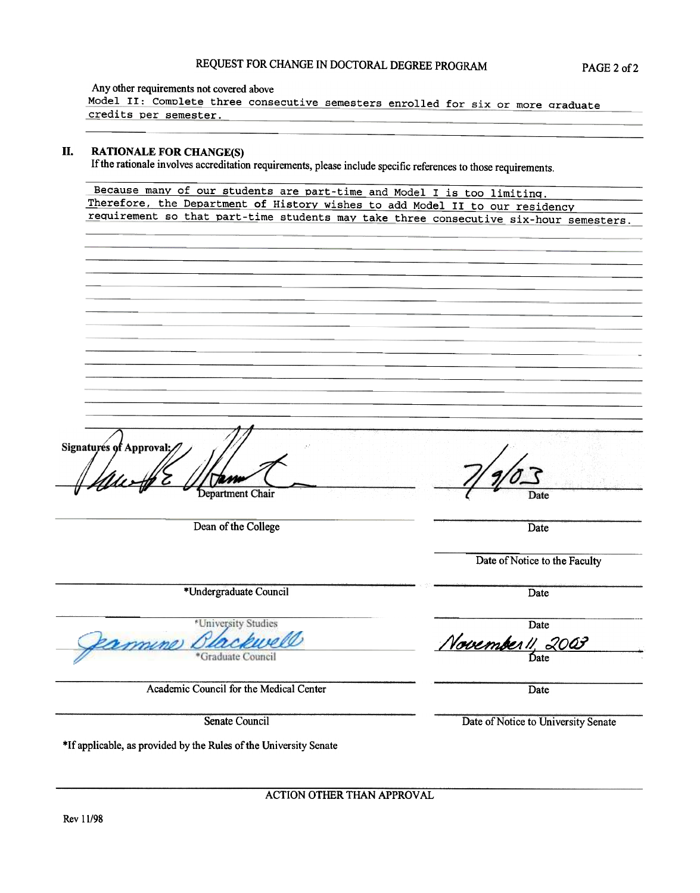REQUEST FOR CHANGE IN DOCTORAL DEGREE PROGRAM

Any other requirements not covered above

Model II: Complete three consecutive semesters enrolled for six or more graduate credits per semester.

## II. RATIONALE FOR CHANGE(S)

If the rationale involves accreditation requirements, please include specific references to those requirements.

Because many of our students are part-time and Model I is too limiting. Therefore, the Department of History wishes to add Model II to our residency requirement so that part-time students may take three consecutive six-hour semesters.

**Signatures of Approval:**

| | |
|---|---|
| [signature] Department Chair | 7/9/03 Date |
| Dean of the College | Date |
| | Date of Notice to the Faculty |
| *Undergraduate Council | Date |
| *University Studies | Date |
| Jammine Blackwell *Graduate Council | November 11, 2003 Date |
| Academic Council for the Medical Center | Date |
| Senate Council | Date of Notice to University Senate |

*If applicable, as provided by the Rules of the University Senate

ACTION OTHER THAN APPROVAL

Rev 11/98